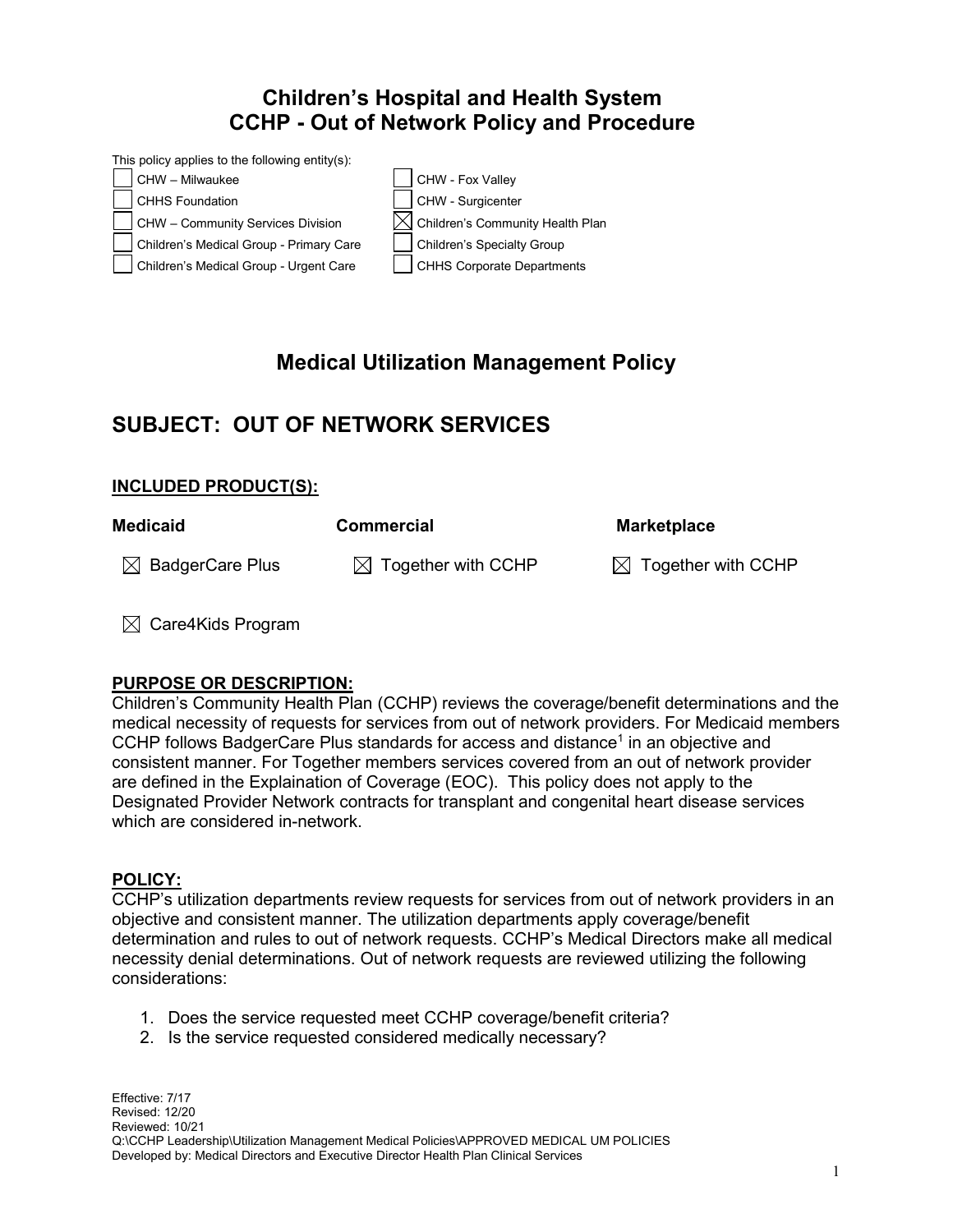# Children's Hospital and Health System
# CCHP - Out of Network Policy and Procedure

This policy applies to the following entity(s):

- [ ] CHW – Milwaukee
- [ ] CHHS Foundation
- [ ] CHW – Community Services Division
- [ ] Children's Medical Group - Primary Care
- [ ] Children's Medical Group - Urgent Care
- [ ] CHW - Fox Valley
- [ ] CHW - Surgicenter
- [x] Children's Community Health Plan
- [ ] Children's Specialty Group
- [ ] CHHS Corporate Departments

## Medical Utilization Management Policy

## SUBJECT: OUT OF NETWORK SERVICES

### INCLUDED PRODUCT(S):

| Medicaid | Commercial | Marketplace |
|---|---|---|
| ☒ BadgerCare Plus | ☒ Together with CCHP | ☒ Together with CCHP |
| ☒ Care4Kids Program | | |

### PURPOSE OR DESCRIPTION:

Children's Community Health Plan (CCHP) reviews the coverage/benefit determinations and the medical necessity of requests for services from out of network providers. For Medicaid members CCHP follows BadgerCare Plus standards for access and distance[1] in an objective and consistent manner. For Together members services covered from an out of network provider are defined in the Explaination of Coverage (EOC). This policy does not apply to the Designated Provider Network contracts for transplant and congenital heart disease services which are considered in-network.

### POLICY:

CCHP's utilization departments review requests for services from out of network providers in an objective and consistent manner. The utilization departments apply coverage/benefit determination and rules to out of network requests. CCHP's Medical Directors make all medical necessity denial determinations. Out of network requests are reviewed utilizing the following considerations:

1. Does the service requested meet CCHP coverage/benefit criteria?
2. Is the service requested considered medically necessary?

Effective: 7/17
Revised: 12/20
Reviewed: 10/21
Q:\CCHP Leadership\Utilization Management Medical Policies\APPROVED MEDICAL UM POLICIES
Developed by: Medical Directors and Executive Director Health Plan Clinical Services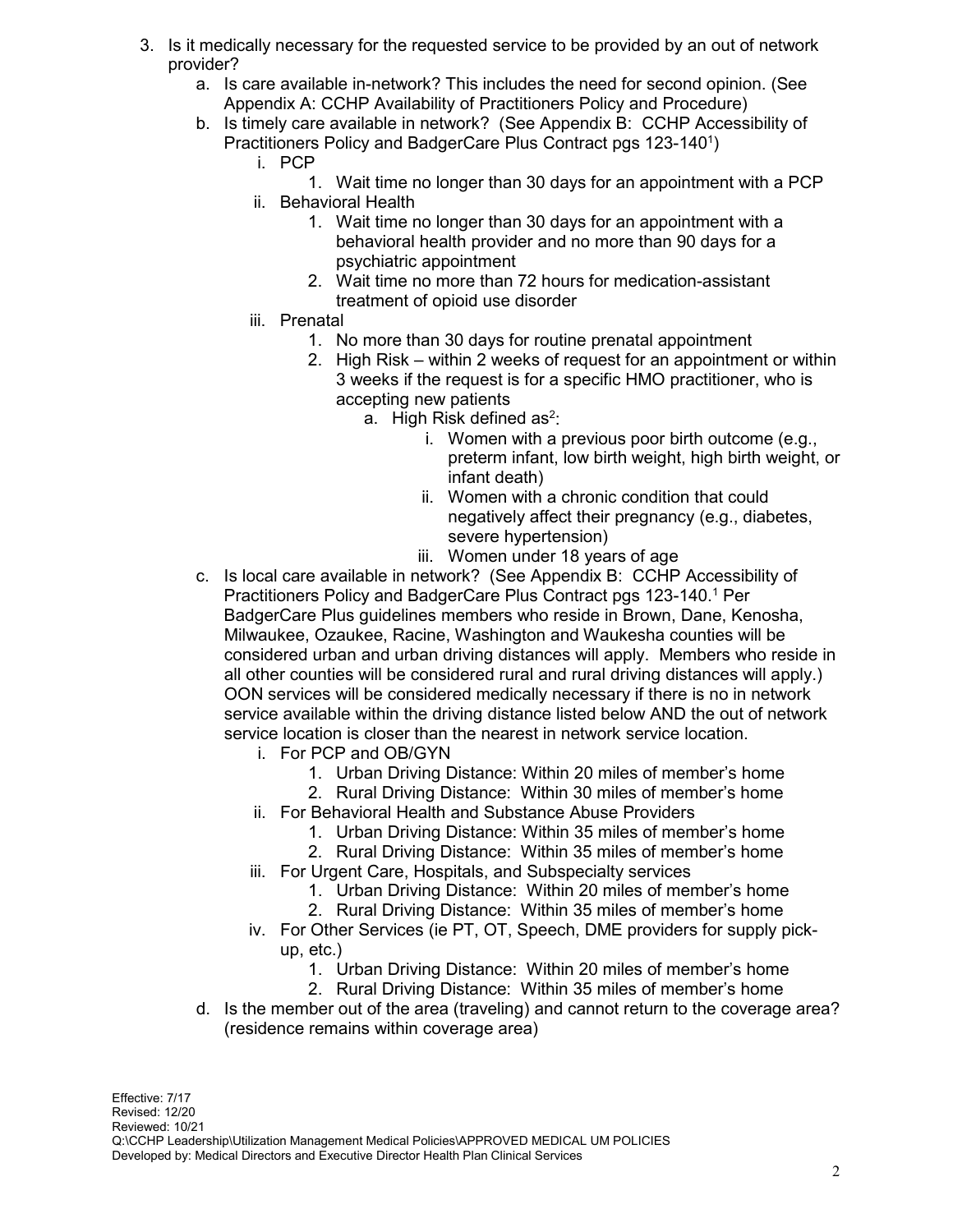3. Is it medically necessary for the requested service to be provided by an out of network provider?
    a. Is care available in-network? This includes the need for second opinion. (See Appendix A: CCHP Availability of Practitioners Policy and Procedure)
    b. Is timely care available in network? (See Appendix B: CCHP Accessibility of Practitioners Policy and BadgerCare Plus Contract pgs 123-140[1])
        i. PCP
            1. Wait time no longer than 30 days for an appointment with a PCP
        ii. Behavioral Health
            1. Wait time no longer than 30 days for an appointment with a behavioral health provider and no more than 90 days for a psychiatric appointment
            2. Wait time no more than 72 hours for medication-assistant treatment of opioid use disorder
        iii. Prenatal
            1. No more than 30 days for routine prenatal appointment
            2. High Risk – within 2 weeks of request for an appointment or within 3 weeks if the request is for a specific HMO practitioner, who is accepting new patients
                a. High Risk defined as[2]:
                    i. Women with a previous poor birth outcome (e.g., preterm infant, low birth weight, high birth weight, or infant death)
                    ii. Women with a chronic condition that could negatively affect their pregnancy (e.g., diabetes, severe hypertension)
                    iii. Women under 18 years of age
    c. Is local care available in network? (See Appendix B: CCHP Accessibility of Practitioners Policy and BadgerCare Plus Contract pgs 123-140.[1] Per BadgerCare Plus guidelines members who reside in Brown, Dane, Kenosha, Milwaukee, Ozaukee, Racine, Washington and Waukesha counties will be considered urban and urban driving distances will apply. Members who reside in all other counties will be considered rural and rural driving distances will apply.) OON services will be considered medically necessary if there is no in network service available within the driving distance listed below AND the out of network service location is closer than the nearest in network service location.
        i. For PCP and OB/GYN
            1. Urban Driving Distance: Within 20 miles of member's home
            2. Rural Driving Distance: Within 30 miles of member's home
        ii. For Behavioral Health and Substance Abuse Providers
            1. Urban Driving Distance: Within 35 miles of member's home
            2. Rural Driving Distance: Within 35 miles of member's home
        iii. For Urgent Care, Hospitals, and Subspecialty services
            1. Urban Driving Distance: Within 20 miles of member's home
            2. Rural Driving Distance: Within 35 miles of member's home
        iv. For Other Services (ie PT, OT, Speech, DME providers for supply pick-up, etc.)
            1. Urban Driving Distance: Within 20 miles of member's home
            2. Rural Driving Distance: Within 35 miles of member's home
    d. Is the member out of the area (traveling) and cannot return to the coverage area? (residence remains within coverage area)

Effective: 7/17
Revised: 12/20
Reviewed: 10/21
Q:\CCHP Leadership\Utilization Management Medical Policies\APPROVED MEDICAL UM POLICIES
Developed by: Medical Directors and Executive Director Health Plan Clinical Services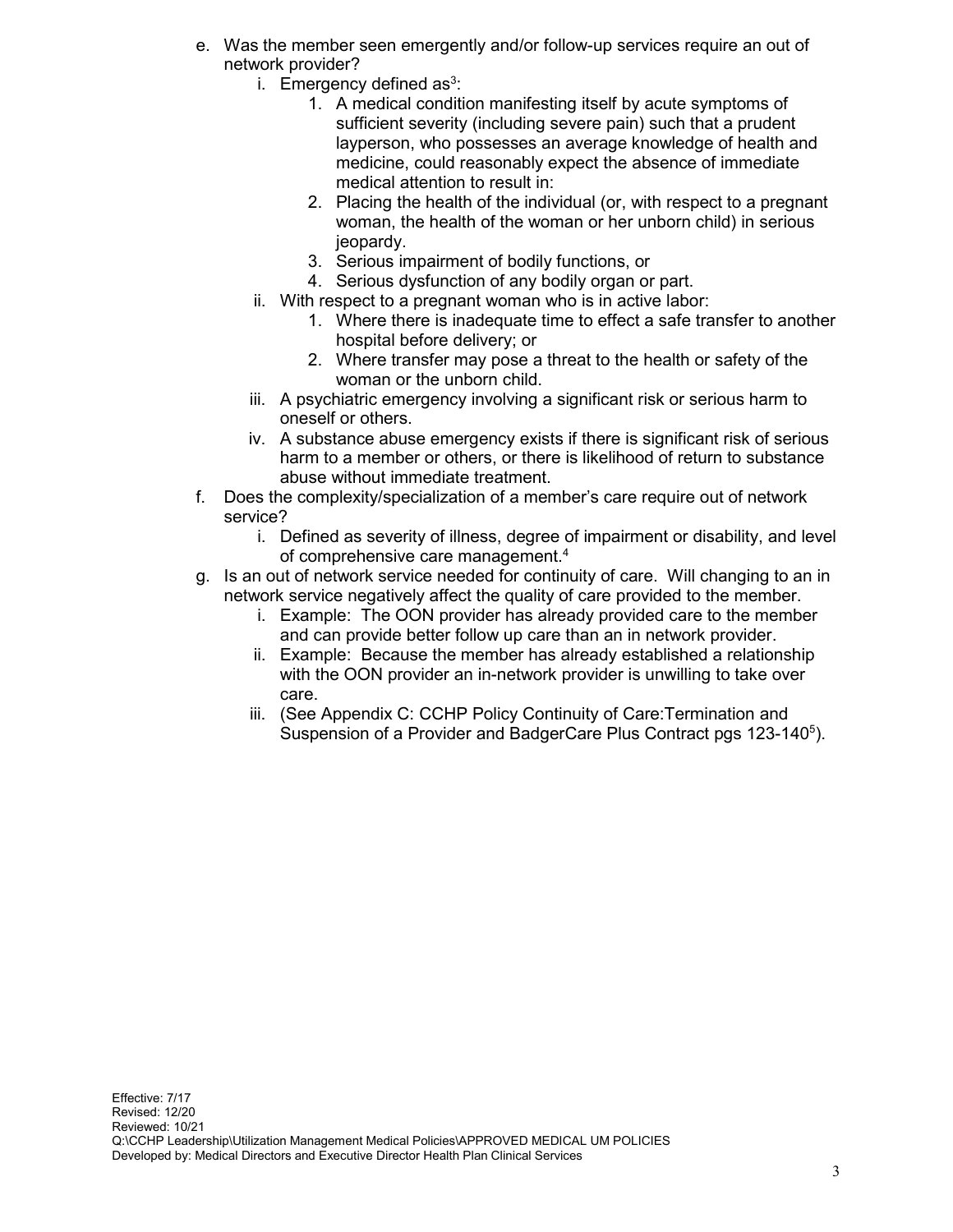e. Was the member seen emergently and/or follow-up services require an out of network provider?
    i. Emergency defined as[3]:
        1. A medical condition manifesting itself by acute symptoms of sufficient severity (including severe pain) such that a prudent layperson, who possesses an average knowledge of health and medicine, could reasonably expect the absence of immediate medical attention to result in:
        2. Placing the health of the individual (or, with respect to a pregnant woman, the health of the woman or her unborn child) in serious jeopardy.
        3. Serious impairment of bodily functions, or
        4. Serious dysfunction of any bodily organ or part.
    ii. With respect to a pregnant woman who is in active labor:
        1. Where there is inadequate time to effect a safe transfer to another hospital before delivery; or
        2. Where transfer may pose a threat to the health or safety of the woman or the unborn child.
    iii. A psychiatric emergency involving a significant risk or serious harm to oneself or others.
    iv. A substance abuse emergency exists if there is significant risk of serious harm to a member or others, or there is likelihood of return to substance abuse without immediate treatment.

f. Does the complexity/specialization of a member's care require out of network service?
    i. Defined as severity of illness, degree of impairment or disability, and level of comprehensive care management.[4]

g. Is an out of network service needed for continuity of care. Will changing to an in network service negatively affect the quality of care provided to the member.
    i. Example: The OON provider has already provided care to the member and can provide better follow up care than an in network provider.
    ii. Example: Because the member has already established a relationship with the OON provider an in-network provider is unwilling to take over care.
    iii. (See Appendix C: CCHP Policy Continuity of Care:Termination and Suspension of a Provider and BadgerCare Plus Contract pgs 123-140[5]).

Effective: 7/17
Revised: 12/20
Reviewed: 10/21
Q:\CCHP Leadership\Utilization Management Medical Policies\APPROVED MEDICAL UM POLICIES
Developed by: Medical Directors and Executive Director Health Plan Clinical Services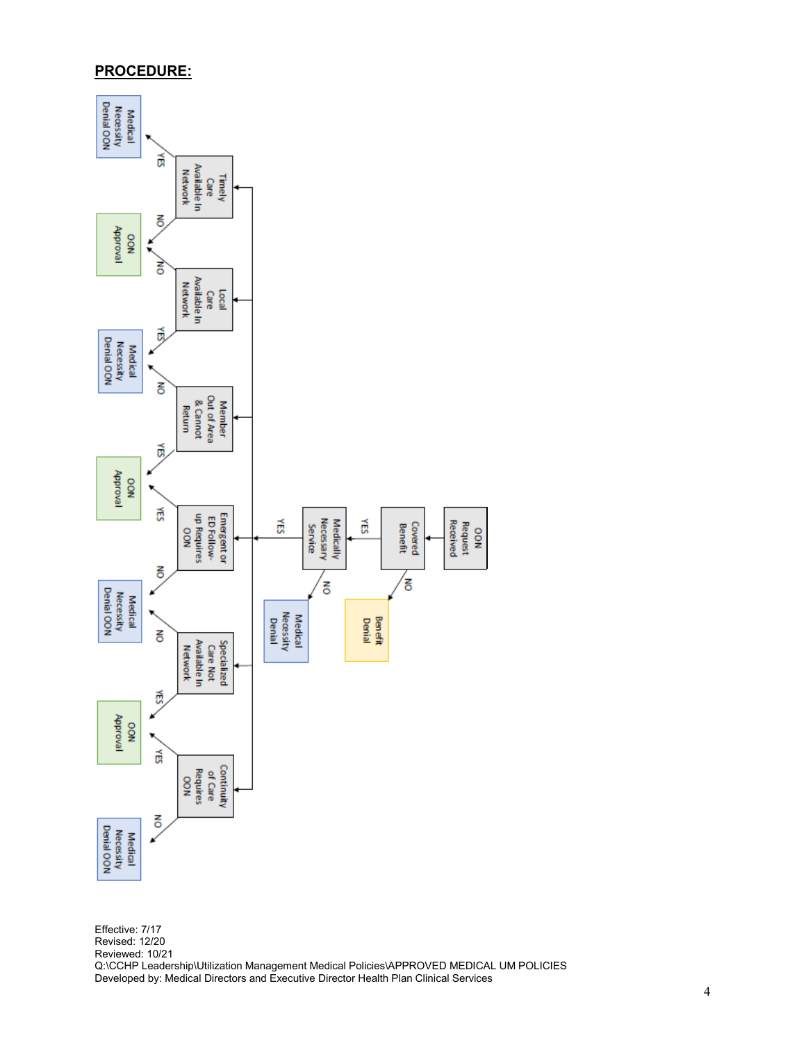## PROCEDURE:

- **OON Request Received** → **Covered Benefit**
  - NO → **Benefit Denial**
  - YES → **Medically Necessary Service**
    - NO → **Medical Necessity Denial**
    - YES →
      - **Timely Care Available In Network**
        - YES → **Medical Necessity Denial OON**
        - NO → **OON Approval**
      - **Local Care Available In Network**
        - NO → **OON Approval**
        - YES → **Medical Necessity Denial OON**
      - **Member Out of Area & Cannot Return**
        - NO → **Medical Necessity Denial OON**
        - YES → **OON Approval**
      - **Emergent or ED Follow-up Requires OON**
        - YES → **OON Approval**
        - NO → **Medical Necessity Denial OON**
      - **Specialized Care Not Available In Network**
        - NO → **Medical Necessity Denial OON**
        - YES → **OON Approval**
      - **Continuity of Care Requires OON**
        - YES → **OON Approval**
        - NO → **Medical Necessity Denial OON**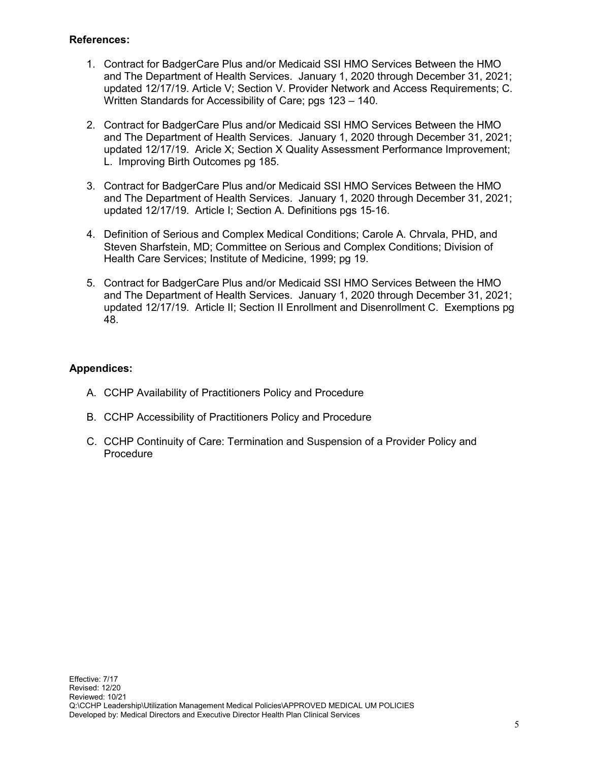**References:**

1. Contract for BadgerCare Plus and/or Medicaid SSI HMO Services Between the HMO and The Department of Health Services. January 1, 2020 through December 31, 2021; updated 12/17/19. Article V; Section V. Provider Network and Access Requirements; C. Written Standards for Accessibility of Care; pgs 123 – 140.

2. Contract for BadgerCare Plus and/or Medicaid SSI HMO Services Between the HMO and The Department of Health Services. January 1, 2020 through December 31, 2021; updated 12/17/19. Aricle X; Section X Quality Assessment Performance Improvement; L. Improving Birth Outcomes pg 185.

3. Contract for BadgerCare Plus and/or Medicaid SSI HMO Services Between the HMO and The Department of Health Services. January 1, 2020 through December 31, 2021; updated 12/17/19. Article I; Section A. Definitions pgs 15-16.

4. Definition of Serious and Complex Medical Conditions; Carole A. Chrvala, PHD, and Steven Sharfstein, MD; Committee on Serious and Complex Conditions; Division of Health Care Services; Institute of Medicine, 1999; pg 19.

5. Contract for BadgerCare Plus and/or Medicaid SSI HMO Services Between the HMO and The Department of Health Services. January 1, 2020 through December 31, 2021; updated 12/17/19. Article II; Section II Enrollment and Disenrollment C. Exemptions pg 48.

**Appendices:**

A. CCHP Availability of Practitioners Policy and Procedure

B. CCHP Accessibility of Practitioners Policy and Procedure

C. CCHP Continuity of Care: Termination and Suspension of a Provider Policy and Procedure

Effective: 7/17
Revised: 12/20
Reviewed: 10/21
Q:\CCHP Leadership\Utilization Management Medical Policies\APPROVED MEDICAL UM POLICIES
Developed by: Medical Directors and Executive Director Health Plan Clinical Services